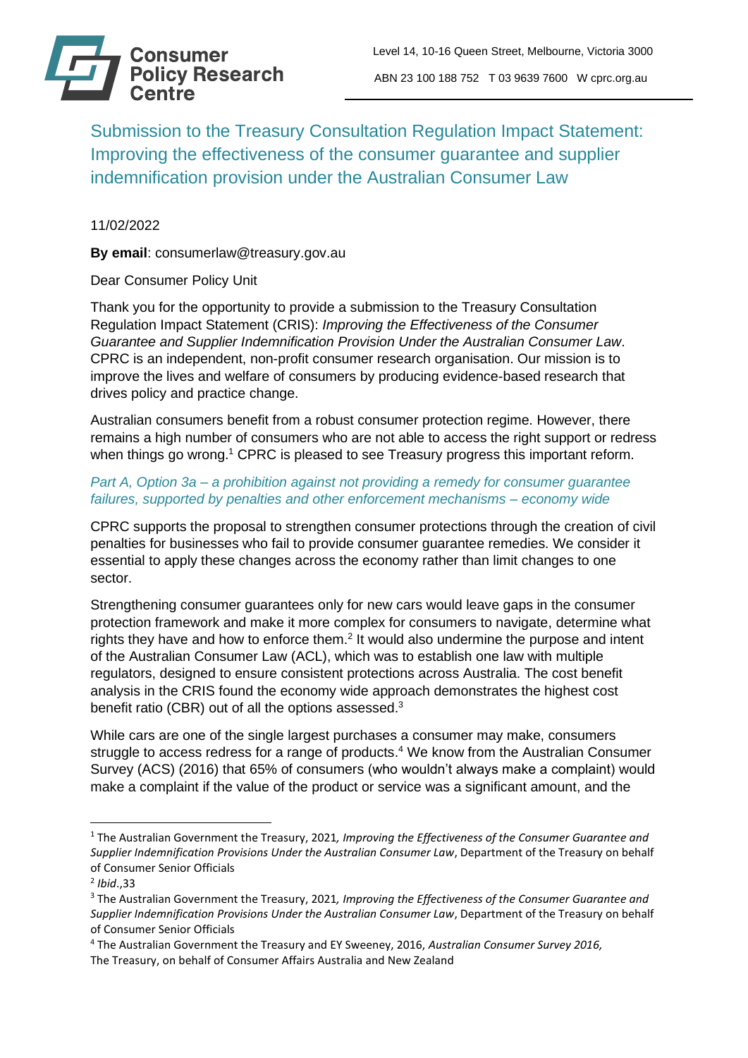Consumer Policy Research Centre

Level 14, 10-16 Queen Street, Melbourne, Victoria 3000

ABN 23 100 188 752 T 03 9639 7600 W cprc.org.au

# Submission to the Treasury Consultation Regulation Impact Statement: Improving the effectiveness of the consumer guarantee and supplier indemnification provision under the Australian Consumer Law

11/02/2022

**By email**: consumerlaw@treasury.gov.au

Dear Consumer Policy Unit

Thank you for the opportunity to provide a submission to the Treasury Consultation Regulation Impact Statement (CRIS): *Improving the Effectiveness of the Consumer Guarantee and Supplier Indemnification Provision Under the Australian Consumer Law*. CPRC is an independent, non-profit consumer research organisation. Our mission is to improve the lives and welfare of consumers by producing evidence-based research that drives policy and practice change.

Australian consumers benefit from a robust consumer protection regime. However, there remains a high number of consumers who are not able to access the right support or redress when things go wrong.[1] CPRC is pleased to see Treasury progress this important reform.

### *Part A, Option 3a – a prohibition against not providing a remedy for consumer guarantee failures, supported by penalties and other enforcement mechanisms – economy wide*

CPRC supports the proposal to strengthen consumer protections through the creation of civil penalties for businesses who fail to provide consumer guarantee remedies. We consider it essential to apply these changes across the economy rather than limit changes to one sector.

Strengthening consumer guarantees only for new cars would leave gaps in the consumer protection framework and make it more complex for consumers to navigate, determine what rights they have and how to enforce them.[2] It would also undermine the purpose and intent of the Australian Consumer Law (ACL), which was to establish one law with multiple regulators, designed to ensure consistent protections across Australia. The cost benefit analysis in the CRIS found the economy wide approach demonstrates the highest cost benefit ratio (CBR) out of all the options assessed.[3]

While cars are one of the single largest purchases a consumer may make, consumers struggle to access redress for a range of products.[4] We know from the Australian Consumer Survey (ACS) (2016) that 65% of consumers (who wouldn't always make a complaint) would make a complaint if the value of the product or service was a significant amount, and the

---

[1] The Australian Government the Treasury, 2021*, Improving the Effectiveness of the Consumer Guarantee and Supplier Indemnification Provisions Under the Australian Consumer Law*, Department of the Treasury on behalf of Consumer Senior Officials

[2] *Ibid*.,33

[3] The Australian Government the Treasury, 2021*, Improving the Effectiveness of the Consumer Guarantee and Supplier Indemnification Provisions Under the Australian Consumer Law*, Department of the Treasury on behalf of Consumer Senior Officials

[4] The Australian Government the Treasury and EY Sweeney, 2016, *Australian Consumer Survey 2016,* The Treasury, on behalf of Consumer Affairs Australia and New Zealand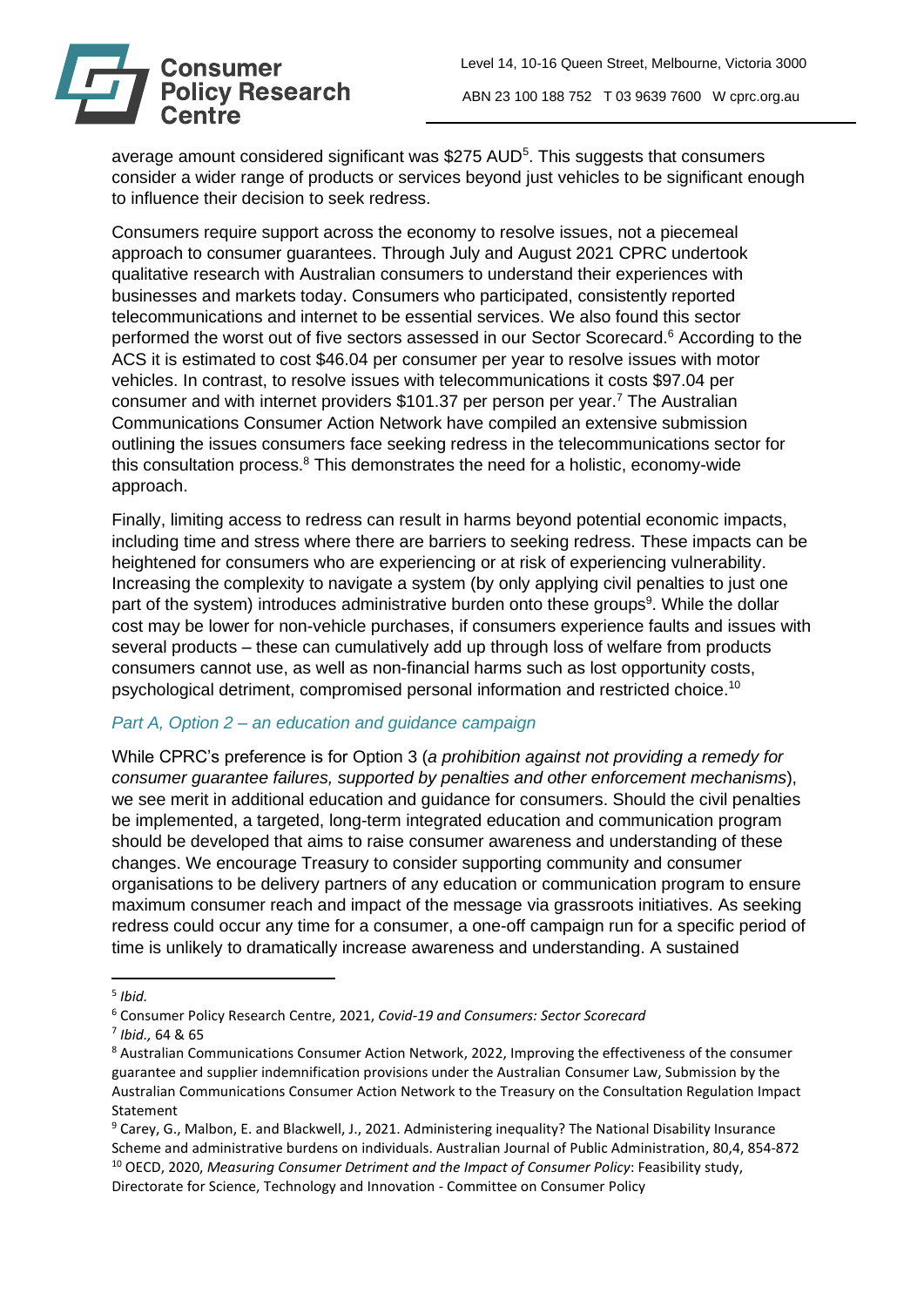average amount considered significant was $275 AUD[5]. This suggests that consumers consider a wider range of products or services beyond just vehicles to be significant enough to influence their decision to seek redress.

Consumers require support across the economy to resolve issues, not a piecemeal approach to consumer guarantees. Through July and August 2021 CPRC undertook qualitative research with Australian consumers to understand their experiences with businesses and markets today. Consumers who participated, consistently reported telecommunications and internet to be essential services. We also found this sector performed the worst out of five sectors assessed in our Sector Scorecard.[6] According to the ACS it is estimated to cost $46.04 per consumer per year to resolve issues with motor vehicles. In contrast, to resolve issues with telecommunications it costs $97.04 per consumer and with internet providers $101.37 per person per year.[7] The Australian Communications Consumer Action Network have compiled an extensive submission outlining the issues consumers face seeking redress in the telecommunications sector for this consultation process.[8] This demonstrates the need for a holistic, economy-wide approach.

Finally, limiting access to redress can result in harms beyond potential economic impacts, including time and stress where there are barriers to seeking redress. These impacts can be heightened for consumers who are experiencing or at risk of experiencing vulnerability. Increasing the complexity to navigate a system (by only applying civil penalties to just one part of the system) introduces administrative burden onto these groups[9]. While the dollar cost may be lower for non-vehicle purchases, if consumers experience faults and issues with several products – these can cumulatively add up through loss of welfare from products consumers cannot use, as well as non-financial harms such as lost opportunity costs, psychological detriment, compromised personal information and restricted choice.[10]

### *Part A, Option 2 – an education and guidance campaign*

While CPRC's preference is for Option 3 (*a prohibition against not providing a remedy for consumer guarantee failures, supported by penalties and other enforcement mechanisms*), we see merit in additional education and guidance for consumers. Should the civil penalties be implemented, a targeted, long-term integrated education and communication program should be developed that aims to raise consumer awareness and understanding of these changes. We encourage Treasury to consider supporting community and consumer organisations to be delivery partners of any education or communication program to ensure maximum consumer reach and impact of the message via grassroots initiatives. As seeking redress could occur any time for a consumer, a one-off campaign run for a specific period of time is unlikely to dramatically increase awareness and understanding. A sustained

---

[5] *Ibid.*

[6] Consumer Policy Research Centre, 2021, *Covid-19 and Consumers: Sector Scorecard*

[7] *Ibid.,* 64 & 65

[8] Australian Communications Consumer Action Network, 2022, Improving the effectiveness of the consumer guarantee and supplier indemnification provisions under the Australian Consumer Law, Submission by the Australian Communications Consumer Action Network to the Treasury on the Consultation Regulation Impact Statement

[9] Carey, G., Malbon, E. and Blackwell, J., 2021. Administering inequality? The National Disability Insurance Scheme and administrative burdens on individuals. Australian Journal of Public Administration, 80,4, 854-872

[10] OECD, 2020, *Measuring Consumer Detriment and the Impact of Consumer Policy*: Feasibility study, Directorate for Science, Technology and Innovation - Committee on Consumer Policy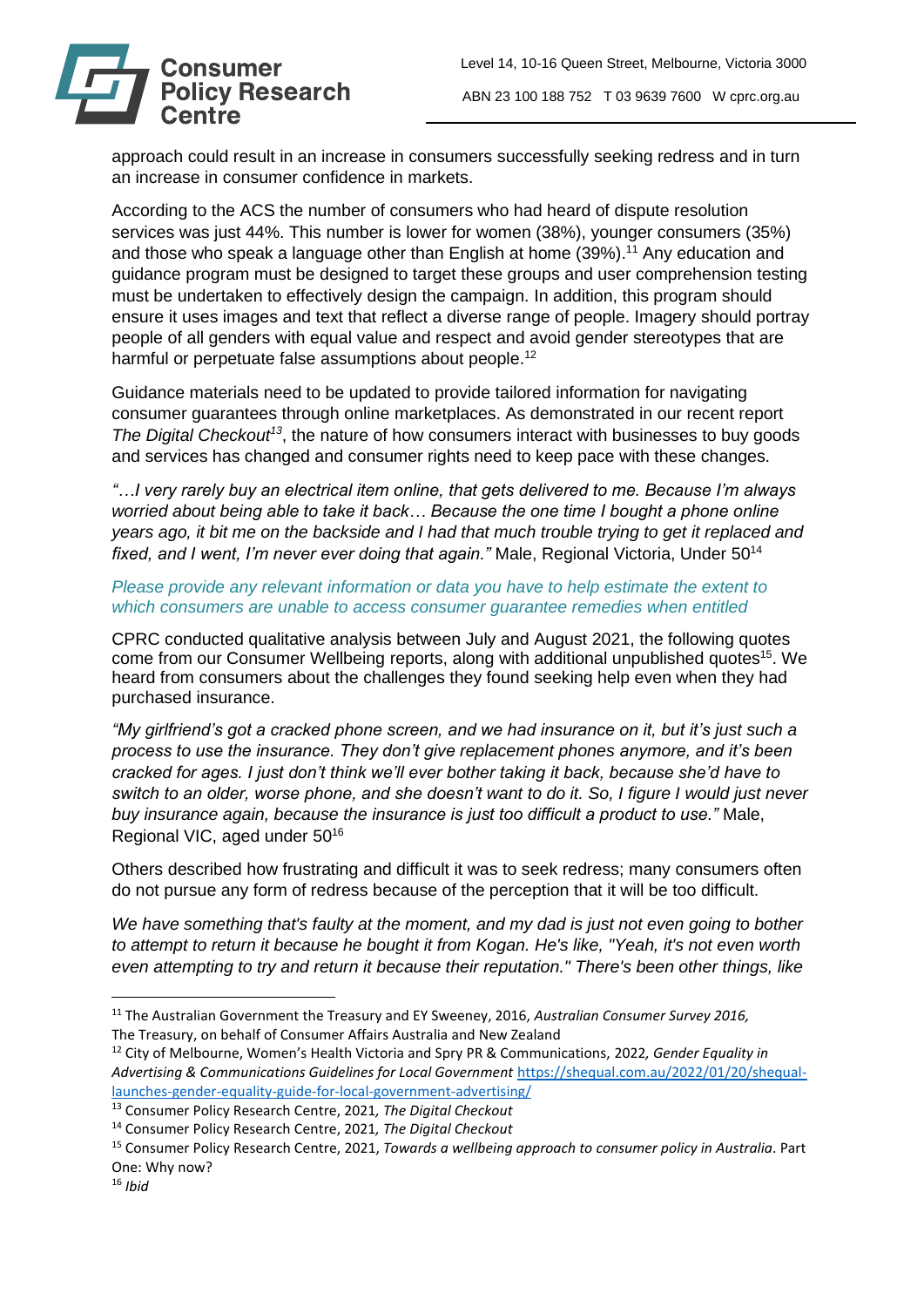approach could result in an increase in consumers successfully seeking redress and in turn an increase in consumer confidence in markets.

According to the ACS the number of consumers who had heard of dispute resolution services was just 44%. This number is lower for women (38%), younger consumers (35%) and those who speak a language other than English at home (39%).[11] Any education and guidance program must be designed to target these groups and user comprehension testing must be undertaken to effectively design the campaign. In addition, this program should ensure it uses images and text that reflect a diverse range of people. Imagery should portray people of all genders with equal value and respect and avoid gender stereotypes that are harmful or perpetuate false assumptions about people.[12]

Guidance materials need to be updated to provide tailored information for navigating consumer guarantees through online marketplaces. As demonstrated in our recent report *The Digital Checkout*[13], the nature of how consumers interact with businesses to buy goods and services has changed and consumer rights need to keep pace with these changes.

*"…I very rarely buy an electrical item online, that gets delivered to me. Because I'm always worried about being able to take it back… Because the one time I bought a phone online years ago, it bit me on the backside and I had that much trouble trying to get it replaced and fixed, and I went, I'm never ever doing that again."* Male, Regional Victoria, Under 50[14]

*Please provide any relevant information or data you have to help estimate the extent to which consumers are unable to access consumer guarantee remedies when entitled*

CPRC conducted qualitative analysis between July and August 2021, the following quotes come from our Consumer Wellbeing reports, along with additional unpublished quotes[15]. We heard from consumers about the challenges they found seeking help even when they had purchased insurance.

*"My girlfriend's got a cracked phone screen, and we had insurance on it, but it's just such a process to use the insurance. They don't give replacement phones anymore, and it's been cracked for ages. I just don't think we'll ever bother taking it back, because she'd have to switch to an older, worse phone, and she doesn't want to do it. So, I figure I would just never buy insurance again, because the insurance is just too difficult a product to use."* Male, Regional VIC, aged under 50[16]

Others described how frustrating and difficult it was to seek redress; many consumers often do not pursue any form of redress because of the perception that it will be too difficult.

*We have something that's faulty at the moment, and my dad is just not even going to bother to attempt to return it because he bought it from Kogan. He's like, "Yeah, it's not even worth even attempting to try and return it because their reputation." There's been other things, like*

---

[11] The Australian Government the Treasury and EY Sweeney, 2016, *Australian Consumer Survey 2016*, The Treasury, on behalf of Consumer Affairs Australia and New Zealand

[12] City of Melbourne, Women's Health Victoria and Spry PR & Communications, 2022, *Gender Equality in Advertising & Communications Guidelines for Local Government* https://shequal.com.au/2022/01/20/shequal-launches-gender-equality-guide-for-local-government-advertising/

[13] Consumer Policy Research Centre, 2021, *The Digital Checkout*

[14] Consumer Policy Research Centre, 2021, *The Digital Checkout*

[15] Consumer Policy Research Centre, 2021, *Towards a wellbeing approach to consumer policy in Australia*. Part One: Why now?

[16] *Ibid*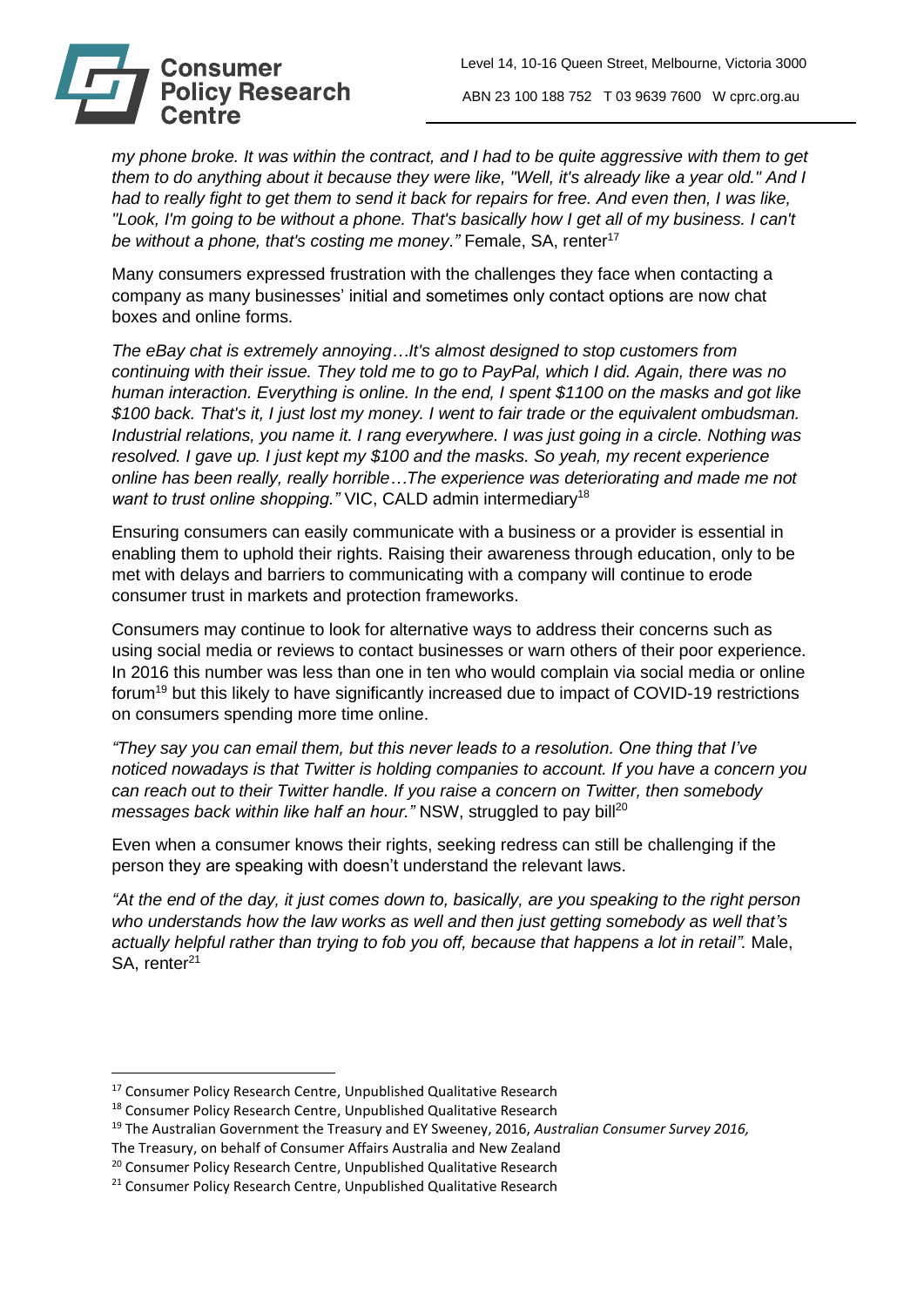*my phone broke. It was within the contract, and I had to be quite aggressive with them to get them to do anything about it because they were like, "Well, it's already like a year old." And I had to really fight to get them to send it back for repairs for free. And even then, I was like, "Look, I'm going to be without a phone. That's basically how I get all of my business. I can't be without a phone, that's costing me money."* Female, SA, renter[17]

Many consumers expressed frustration with the challenges they face when contacting a company as many businesses' initial and sometimes only contact options are now chat boxes and online forms.

*The eBay chat is extremely annoying…It's almost designed to stop customers from continuing with their issue. They told me to go to PayPal, which I did. Again, there was no human interaction. Everything is online. In the end, I spent $1100 on the masks and got like $100 back. That's it, I just lost my money. I went to fair trade or the equivalent ombudsman. Industrial relations, you name it. I rang everywhere. I was just going in a circle. Nothing was resolved. I gave up. I just kept my $100 and the masks. So yeah, my recent experience online has been really, really horrible…The experience was deteriorating and made me not want to trust online shopping."* VIC, CALD admin intermediary[18]

Ensuring consumers can easily communicate with a business or a provider is essential in enabling them to uphold their rights. Raising their awareness through education, only to be met with delays and barriers to communicating with a company will continue to erode consumer trust in markets and protection frameworks.

Consumers may continue to look for alternative ways to address their concerns such as using social media or reviews to contact businesses or warn others of their poor experience. In 2016 this number was less than one in ten who would complain via social media or online forum[19] but this likely to have significantly increased due to impact of COVID-19 restrictions on consumers spending more time online.

*"They say you can email them, but this never leads to a resolution. One thing that I've noticed nowadays is that Twitter is holding companies to account. If you have a concern you can reach out to their Twitter handle. If you raise a concern on Twitter, then somebody messages back within like half an hour."* NSW, struggled to pay bill[20]

Even when a consumer knows their rights, seeking redress can still be challenging if the person they are speaking with doesn't understand the relevant laws.

*"At the end of the day, it just comes down to, basically, are you speaking to the right person who understands how the law works as well and then just getting somebody as well that's actually helpful rather than trying to fob you off, because that happens a lot in retail".* Male, SA, renter[21]

---

[17] Consumer Policy Research Centre, Unpublished Qualitative Research

[18] Consumer Policy Research Centre, Unpublished Qualitative Research

[19] The Australian Government the Treasury and EY Sweeney, 2016, *Australian Consumer Survey 2016,* The Treasury, on behalf of Consumer Affairs Australia and New Zealand

[20] Consumer Policy Research Centre, Unpublished Qualitative Research

[21] Consumer Policy Research Centre, Unpublished Qualitative Research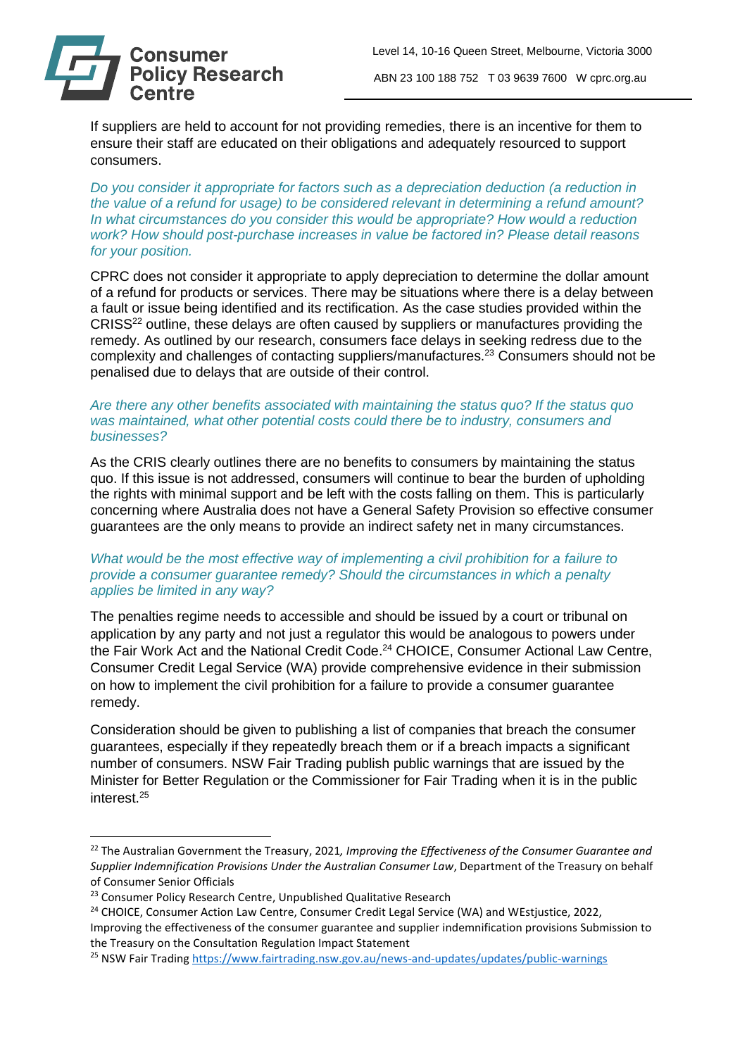If suppliers are held to account for not providing remedies, there is an incentive for them to ensure their staff are educated on their obligations and adequately resourced to support consumers.

*Do you consider it appropriate for factors such as a depreciation deduction (a reduction in the value of a refund for usage) to be considered relevant in determining a refund amount? In what circumstances do you consider this would be appropriate? How would a reduction work? How should post-purchase increases in value be factored in? Please detail reasons for your position.*

CPRC does not consider it appropriate to apply depreciation to determine the dollar amount of a refund for products or services. There may be situations where there is a delay between a fault or issue being identified and its rectification. As the case studies provided within the CRISS[22] outline, these delays are often caused by suppliers or manufactures providing the remedy. As outlined by our research, consumers face delays in seeking redress due to the complexity and challenges of contacting suppliers/manufactures.[23] Consumers should not be penalised due to delays that are outside of their control.

*Are there any other benefits associated with maintaining the status quo? If the status quo was maintained, what other potential costs could there be to industry, consumers and businesses?*

As the CRIS clearly outlines there are no benefits to consumers by maintaining the status quo. If this issue is not addressed, consumers will continue to bear the burden of upholding the rights with minimal support and be left with the costs falling on them. This is particularly concerning where Australia does not have a General Safety Provision so effective consumer guarantees are the only means to provide an indirect safety net in many circumstances.

*What would be the most effective way of implementing a civil prohibition for a failure to provide a consumer guarantee remedy? Should the circumstances in which a penalty applies be limited in any way?*

The penalties regime needs to accessible and should be issued by a court or tribunal on application by any party and not just a regulator this would be analogous to powers under the Fair Work Act and the National Credit Code.[24] CHOICE, Consumer Actional Law Centre, Consumer Credit Legal Service (WA) provide comprehensive evidence in their submission on how to implement the civil prohibition for a failure to provide a consumer guarantee remedy.

Consideration should be given to publishing a list of companies that breach the consumer guarantees, especially if they repeatedly breach them or if a breach impacts a significant number of consumers. NSW Fair Trading publish public warnings that are issued by the Minister for Better Regulation or the Commissioner for Fair Trading when it is in the public interest.[25]

---

[22] The Australian Government the Treasury, 2021, *Improving the Effectiveness of the Consumer Guarantee and Supplier Indemnification Provisions Under the Australian Consumer Law*, Department of the Treasury on behalf of Consumer Senior Officials

[23] Consumer Policy Research Centre, Unpublished Qualitative Research

[24] CHOICE, Consumer Action Law Centre, Consumer Credit Legal Service (WA) and WEstjustice, 2022, Improving the effectiveness of the consumer guarantee and supplier indemnification provisions Submission to the Treasury on the Consultation Regulation Impact Statement

[25] NSW Fair Trading https://www.fairtrading.nsw.gov.au/news-and-updates/updates/public-warnings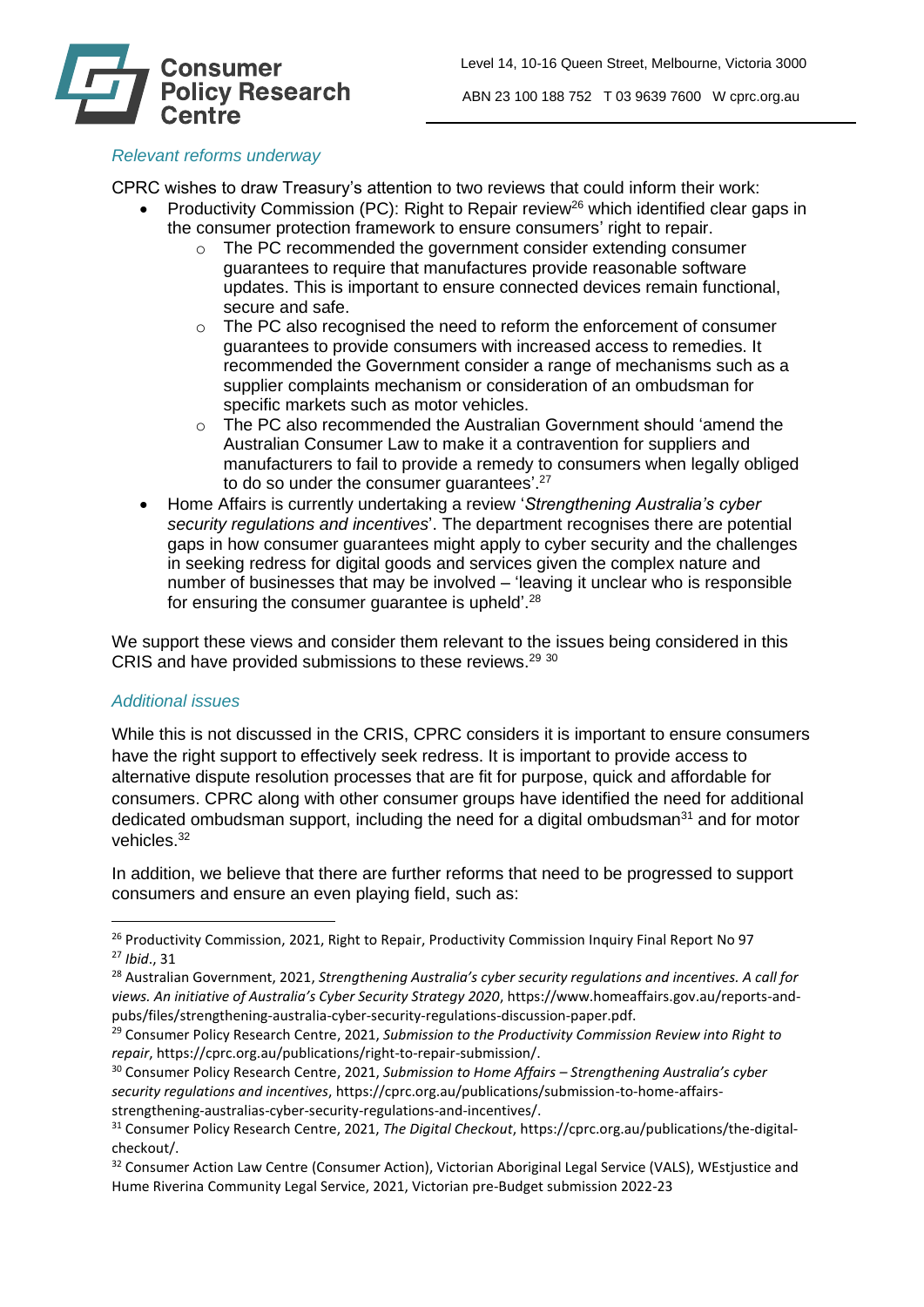### *Relevant reforms underway*

CPRC wishes to draw Treasury's attention to two reviews that could inform their work:

- Productivity Commission (PC): Right to Repair review[26] which identified clear gaps in the consumer protection framework to ensure consumers' right to repair.
  - The PC recommended the government consider extending consumer guarantees to require that manufactures provide reasonable software updates. This is important to ensure connected devices remain functional, secure and safe.
  - The PC also recognised the need to reform the enforcement of consumer guarantees to provide consumers with increased access to remedies. It recommended the Government consider a range of mechanisms such as a supplier complaints mechanism or consideration of an ombudsman for specific markets such as motor vehicles.
  - The PC also recommended the Australian Government should 'amend the Australian Consumer Law to make it a contravention for suppliers and manufacturers to fail to provide a remedy to consumers when legally obliged to do so under the consumer guarantees'.[27]
- Home Affairs is currently undertaking a review '*Strengthening Australia's cyber security regulations and incentives*'. The department recognises there are potential gaps in how consumer guarantees might apply to cyber security and the challenges in seeking redress for digital goods and services given the complex nature and number of businesses that may be involved – 'leaving it unclear who is responsible for ensuring the consumer guarantee is upheld'.[28]

We support these views and consider them relevant to the issues being considered in this CRIS and have provided submissions to these reviews.[29] [30]

### *Additional issues*

While this is not discussed in the CRIS, CPRC considers it is important to ensure consumers have the right support to effectively seek redress. It is important to provide access to alternative dispute resolution processes that are fit for purpose, quick and affordable for consumers. CPRC along with other consumer groups have identified the need for additional dedicated ombudsman support, including the need for a digital ombudsman[31] and for motor vehicles.[32]

In addition, we believe that there are further reforms that need to be progressed to support consumers and ensure an even playing field, such as:

---

[26] Productivity Commission, 2021, Right to Repair, Productivity Commission Inquiry Final Report No 97

[27] *Ibid*., 31

[28] Australian Government, 2021, *Strengthening Australia's cyber security regulations and incentives. A call for views. An initiative of Australia's Cyber Security Strategy 2020*, https://www.homeaffairs.gov.au/reports-and-pubs/files/strengthening-australia-cyber-security-regulations-discussion-paper.pdf.

[29] Consumer Policy Research Centre, 2021, *Submission to the Productivity Commission Review into Right to repair*, https://cprc.org.au/publications/right-to-repair-submission/.

[30] Consumer Policy Research Centre, 2021, *Submission to Home Affairs – Strengthening Australia's cyber security regulations and incentives*, https://cprc.org.au/publications/submission-to-home-affairs-strengthening-australias-cyber-security-regulations-and-incentives/.

[31] Consumer Policy Research Centre, 2021, *The Digital Checkout*, https://cprc.org.au/publications/the-digital-checkout/.

[32] Consumer Action Law Centre (Consumer Action), Victorian Aboriginal Legal Service (VALS), WEstjustice and Hume Riverina Community Legal Service, 2021, Victorian pre-Budget submission 2022-23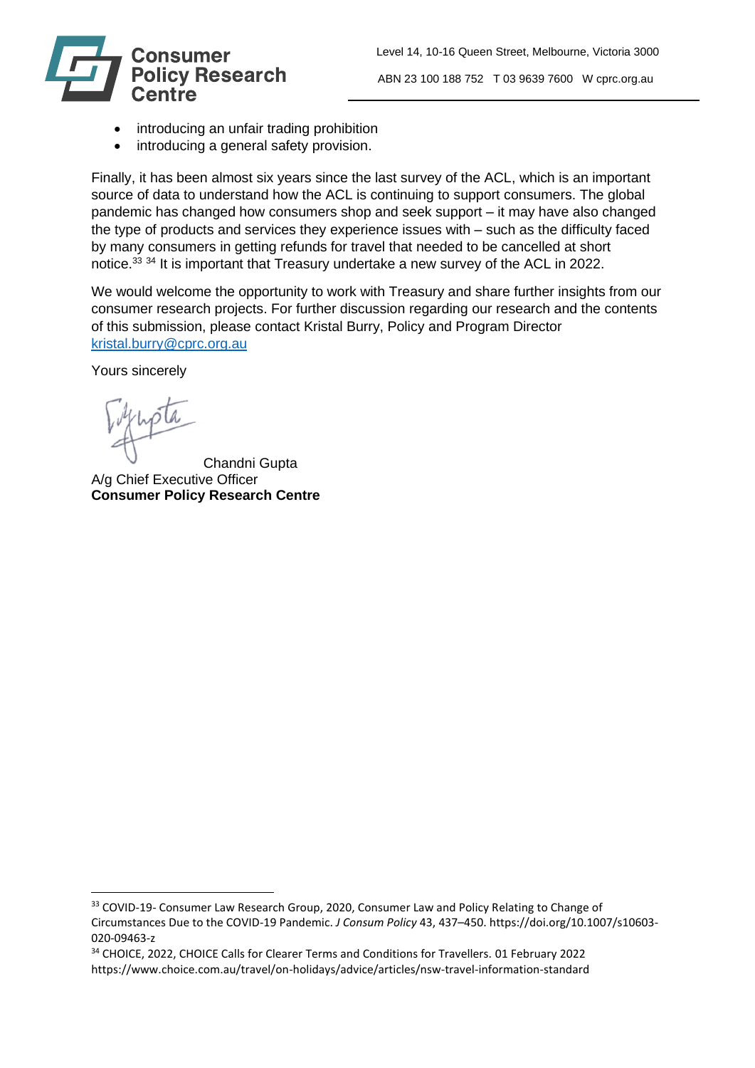- introducing an unfair trading prohibition
- introducing a general safety provision.

Finally, it has been almost six years since the last survey of the ACL, which is an important source of data to understand how the ACL is continuing to support consumers. The global pandemic has changed how consumers shop and seek support – it may have also changed the type of products and services they experience issues with – such as the difficulty faced by many consumers in getting refunds for travel that needed to be cancelled at short notice.[33] [34] It is important that Treasury undertake a new survey of the ACL in 2022.

We would welcome the opportunity to work with Treasury and share further insights from our consumer research projects. For further discussion regarding our research and the contents of this submission, please contact Kristal Burry, Policy and Program Director [kristal.burry@cprc.org.au](mailto:kristal.burry@cprc.org.au)

Yours sincerely

Chandni Gupta
A/g Chief Executive Officer
**Consumer Policy Research Centre**

---

[33] COVID-19- Consumer Law Research Group, 2020, Consumer Law and Policy Relating to Change of Circumstances Due to the COVID-19 Pandemic. *J Consum Policy* 43, 437–450. https://doi.org/10.1007/s10603-020-09463-z

[34] CHOICE, 2022, CHOICE Calls for Clearer Terms and Conditions for Travellers. 01 February 2022 https://www.choice.com.au/travel/on-holidays/advice/articles/nsw-travel-information-standard